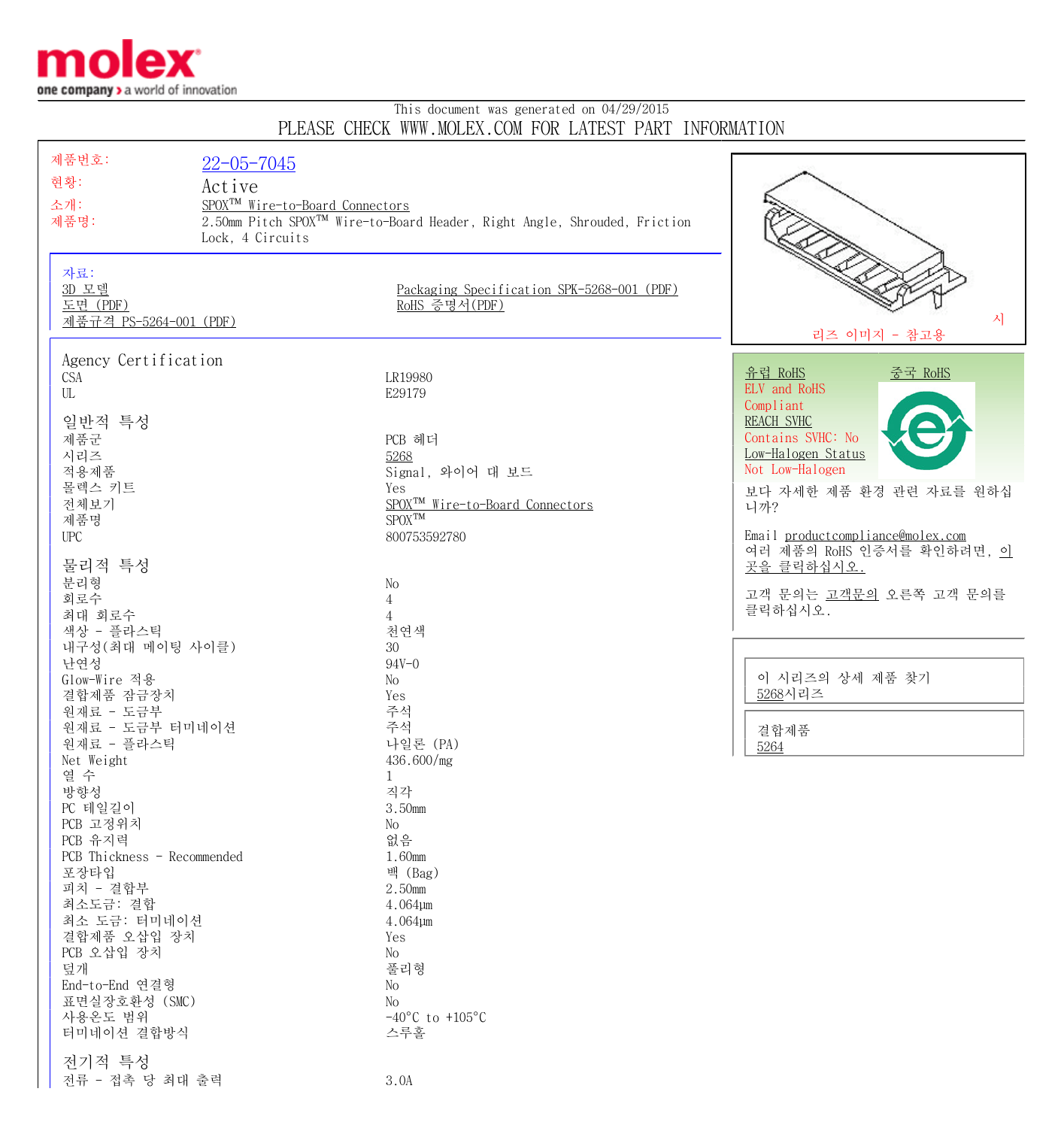molex
one company > a world of innovation

This document was generated on 04/29/2015

PLEASE CHECK WWW.MOLEX.COM FOR LATEST PART INFORMATION

| | |
|---|---|
| 제품번호: | 22-05-7045 |
| 현황: | Active |
| 소개: | SPOX™ Wire-to-Board Connectors |
| 제품명: | 2.50mm Pitch SPOX™ Wire-to-Board Header, Right Angle, Shrouded, Friction Lock, 4 Circuits |

자료:
- 3D 모델
- 도면 (PDF)
- 제품규격 PS-5264-001 (PDF)
- Packaging Specification SPK-5268-001 (PDF)
- RoHS 증명서(PDF)

시리즈 이미지 - 참고용

유럽 RoHS　　중국 RoHS
ELV and RoHS
Compliant
REACH SVHC
Contains SVHC: No
Low-Halogen Status
Not Low-Halogen

보다 자세한 제품 환경 관련 자료를 원하십니까?

Email productcompliance@molex.com
여러 제품의 RoHS 인증서를 확인하려면, 이곳을 클릭하십시오.

고객 문의는 고객문의 오른쪽 고객 문의를 클릭하십시오.

이 시리즈의 상세 제품 찾기
5268시리즈

결합제품
5264

## Agency Certification

| | |
|---|---|
| CSA | LR19980 |
| UL | E29179 |

## 일반적 특성

| | |
|---|---|
| 제품군 | PCB 헤더 |
| 시리즈 | 5268 |
| 적용제품 | Signal, 와이어 대 보드 |
| 몰렉스 키트 | Yes |
| 전체보기 | SPOX™ Wire-to-Board Connectors |
| 제품명 | SPOX™ |
| UPC | 800753592780 |

## 물리적 특성

| | |
|---|---|
| 분리형 | No |
| 회로수 | 4 |
| 최대 회로수 | 4 |
| 색상 - 플라스틱 | 천연색 |
| 내구성(최대 메이팅 사이클) | 30 |
| 난연성 | 94V-0 |
| Glow-Wire 적용 | No |
| 결합제품 잠금장치 | Yes |
| 원재료 - 도금부 | 주석 |
| 원재료 - 도금부 터미네이션 | 주석 |
| 원재료 - 플라스틱 | 나일론 (PA) |
| Net Weight | 436.600/mg |
| 열 수 | 1 |
| 방향성 | 직각 |
| PC 테일길이 | 3.50mm |
| PCB 고정위치 | No |
| PCB 유지력 | 없음 |
| PCB Thickness - Recommended | 1.60mm |
| 포장타입 | 백 (Bag) |
| 피치 - 결합부 | 2.50mm |
| 최소도금: 결합 | 4.064µm |
| 최소 도금: 터미네이션 | 4.064µm |
| 결합제품 오삽입 장치 | Yes |
| PCB 오삽입 장치 | No |
| 덮개 | 풀리형 |
| End-to-End 연결형 | No |
| 표면실장호환성 (SMC) | No |
| 사용온도 범위 | -40°C to +105°C |
| 터미네이션 결합방식 | 스루홀 |

## 전기적 특성

| | |
|---|---|
| 전류 - 접촉 당 최대 출력 | 3.0A |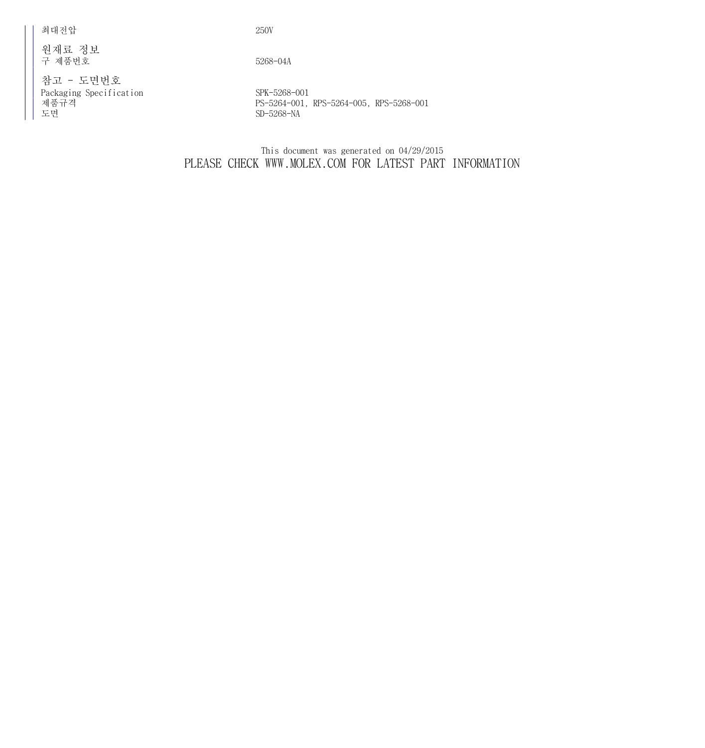| | |
|---|---|
| 최대전압 | 250V |

## 원재료 정보

| | |
|---|---|
| 구 제품번호 | 5268-04A |

## 참고 - 도면번호

| | |
|---|---|
| Packaging Specification | SPK-5268-001 |
| 제품규격 | PS-5264-001, RPS-5264-005, RPS-5268-001 |
| 도면 | SD-5268-NA |

This document was generated on 04/29/2015

PLEASE CHECK WWW.MOLEX.COM FOR LATEST PART INFORMATION